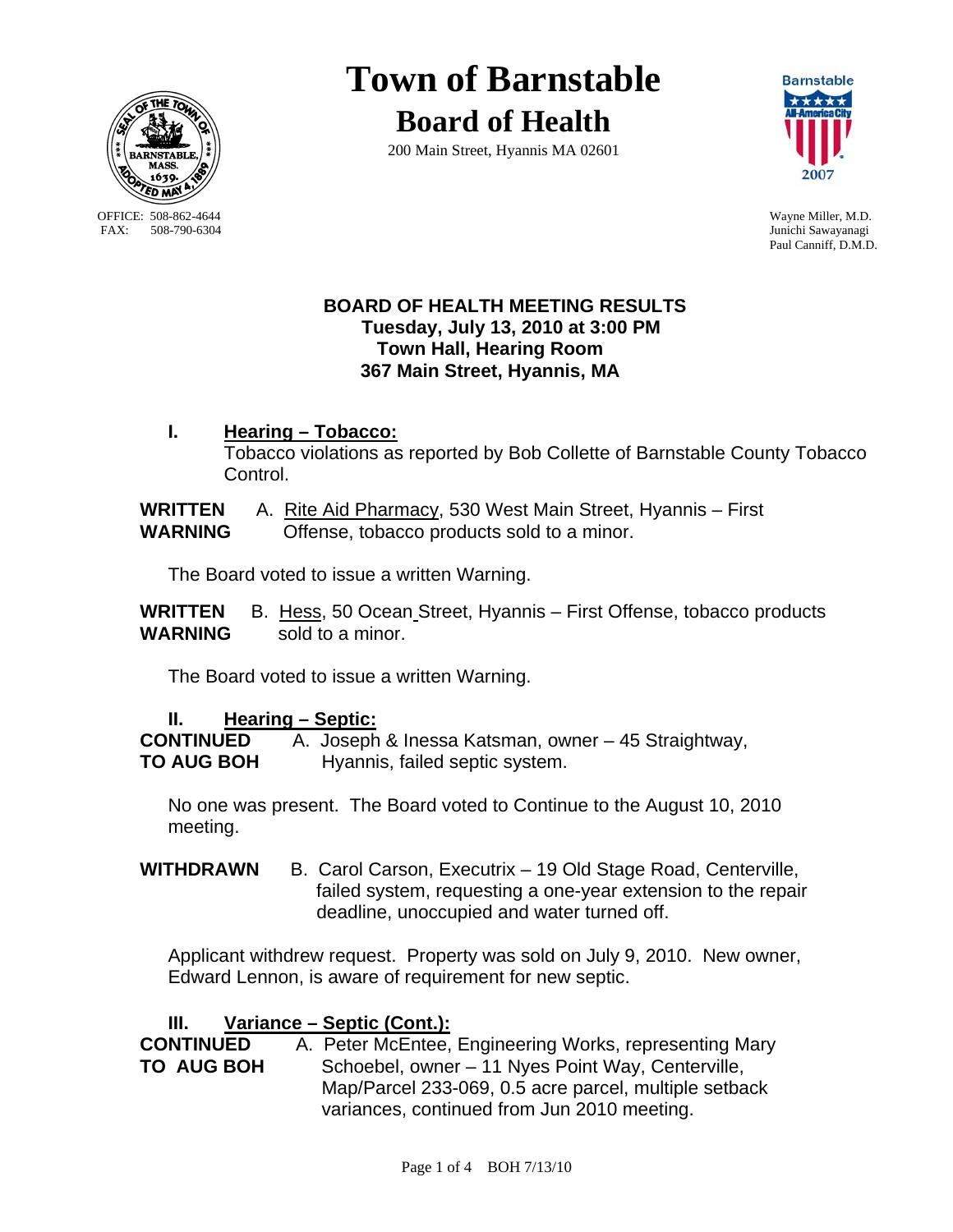# Town of Barnstable

## Board of Health

200 Main Street, Hyannis MA 02601

OFFICE: 508-862-4644
FAX: 508-790-6304

Wayne Miller, M.D.
Junichi Sawayanagi
Paul Canniff, D.M.D.

**BOARD OF HEALTH MEETING RESULTS**
**Tuesday, July 13, 2010 at 3:00 PM**
**Town Hall, Hearing Room**
**367 Main Street, Hyannis, MA**

**I. Hearing – Tobacco:**

Tobacco violations as reported by Bob Collette of Barnstable County Tobacco Control.

**WRITTEN WARNING** A. Rite Aid Pharmacy, 530 West Main Street, Hyannis – First Offense, tobacco products sold to a minor.

The Board voted to issue a written Warning.

**WRITTEN WARNING** B. Hess, 50 Ocean Street, Hyannis – First Offense, tobacco products sold to a minor.

The Board voted to issue a written Warning.

**II. Hearing – Septic:**

**CONTINUED TO AUG BOH** A. Joseph & Inessa Katsman, owner – 45 Straightway, Hyannis, failed septic system.

No one was present. The Board voted to Continue to the August 10, 2010 meeting.

**WITHDRAWN** B. Carol Carson, Executrix – 19 Old Stage Road, Centerville, failed system, requesting a one-year extension to the repair deadline, unoccupied and water turned off.

Applicant withdrew request. Property was sold on July 9, 2010. New owner, Edward Lennon, is aware of requirement for new septic.

**III. Variance – Septic (Cont.):**

**CONTINUED TO AUG BOH** A. Peter McEntee, Engineering Works, representing Mary Schoebel, owner – 11 Nyes Point Way, Centerville, Map/Parcel 233-069, 0.5 acre parcel, multiple setback variances, continued from Jun 2010 meeting.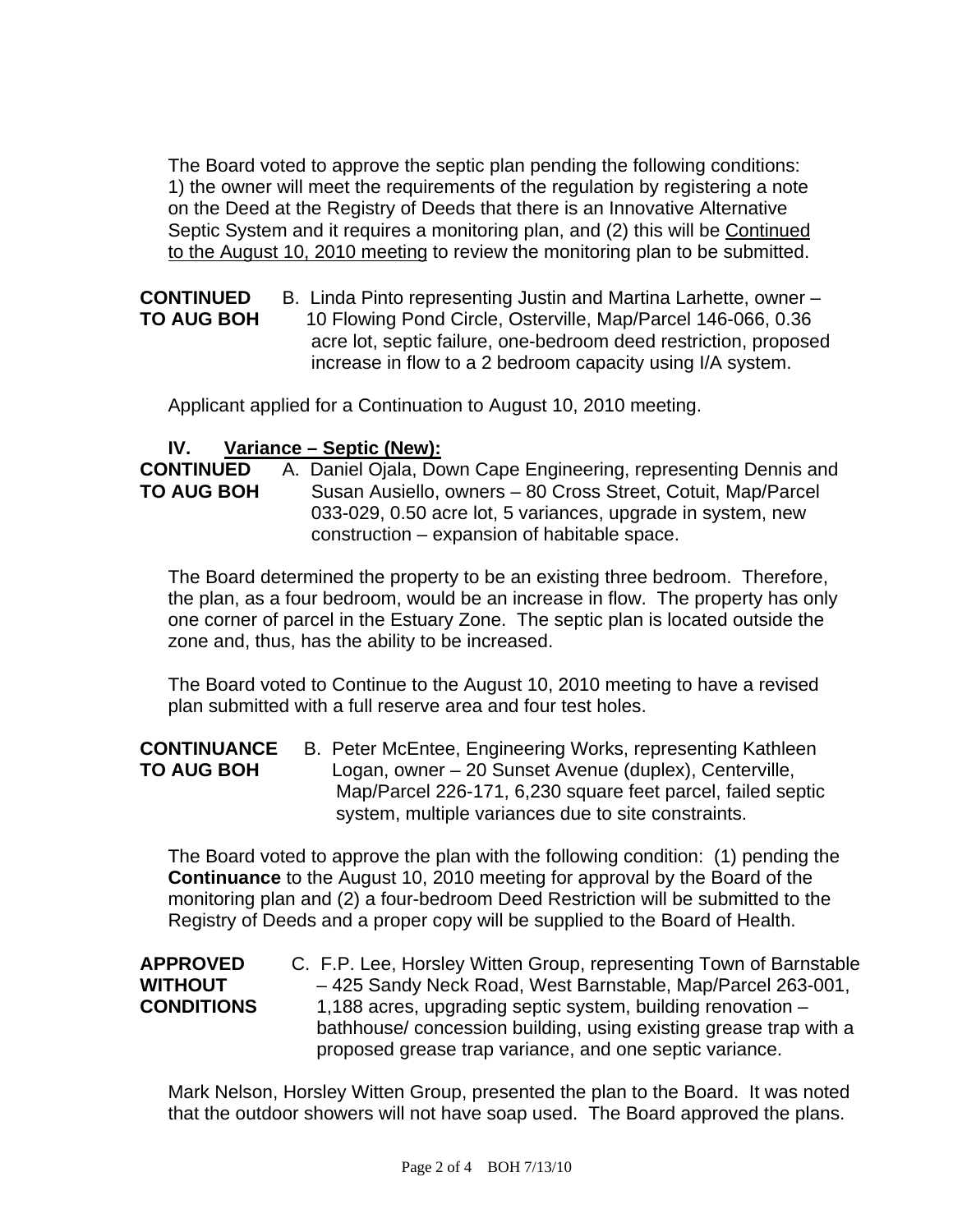The Board voted to approve the septic plan pending the following conditions: 1) the owner will meet the requirements of the regulation by registering a note on the Deed at the Registry of Deeds that there is an Innovative Alternative Septic System and it requires a monitoring plan, and (2) this will be Continued to the August 10, 2010 meeting to review the monitoring plan to be submitted.

**CONTINUED TO AUG BOH** B. Linda Pinto representing Justin and Martina Larhette, owner – 10 Flowing Pond Circle, Osterville, Map/Parcel 146-066, 0.36 acre lot, septic failure, one-bedroom deed restriction, proposed increase in flow to a 2 bedroom capacity using I/A system.

Applicant applied for a Continuation to August 10, 2010 meeting.

## IV. Variance – Septic (New):

**CONTINUED TO AUG BOH** A. Daniel Ojala, Down Cape Engineering, representing Dennis and Susan Ausiello, owners – 80 Cross Street, Cotuit, Map/Parcel 033-029, 0.50 acre lot, 5 variances, upgrade in system, new construction – expansion of habitable space.

The Board determined the property to be an existing three bedroom. Therefore, the plan, as a four bedroom, would be an increase in flow. The property has only one corner of parcel in the Estuary Zone. The septic plan is located outside the zone and, thus, has the ability to be increased.

The Board voted to Continue to the August 10, 2010 meeting to have a revised plan submitted with a full reserve area and four test holes.

**CONTINUANCE TO AUG BOH** B. Peter McEntee, Engineering Works, representing Kathleen Logan, owner – 20 Sunset Avenue (duplex), Centerville, Map/Parcel 226-171, 6,230 square feet parcel, failed septic system, multiple variances due to site constraints.

The Board voted to approve the plan with the following condition: (1) pending the **Continuance** to the August 10, 2010 meeting for approval by the Board of the monitoring plan and (2) a four-bedroom Deed Restriction will be submitted to the Registry of Deeds and a proper copy will be supplied to the Board of Health.

**APPROVED WITHOUT CONDITIONS** C. F.P. Lee, Horsley Witten Group, representing Town of Barnstable – 425 Sandy Neck Road, West Barnstable, Map/Parcel 263-001, 1,188 acres, upgrading septic system, building renovation – bathhouse/ concession building, using existing grease trap with a proposed grease trap variance, and one septic variance.

Mark Nelson, Horsley Witten Group, presented the plan to the Board. It was noted that the outdoor showers will not have soap used. The Board approved the plans.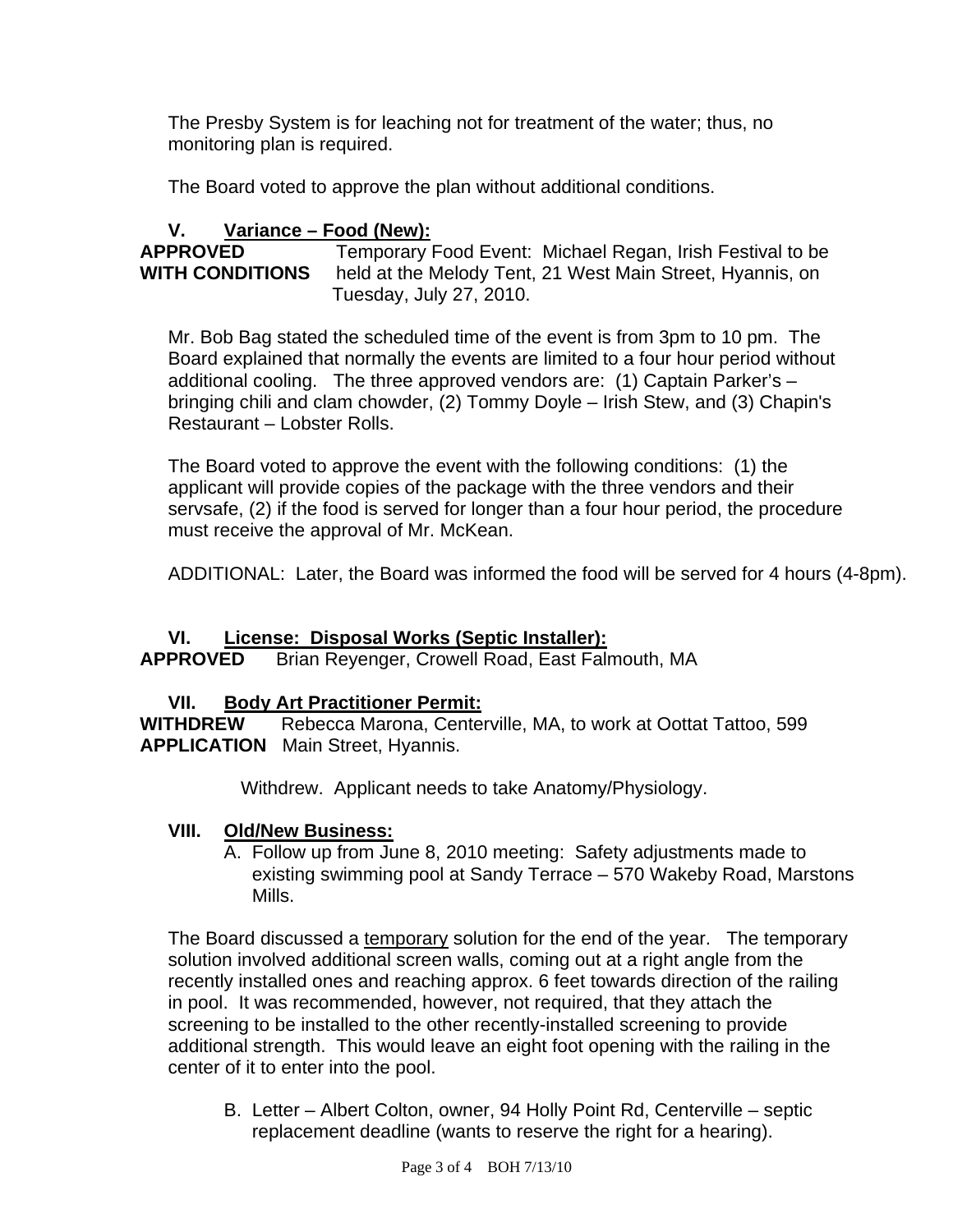The Presby System is for leaching not for treatment of the water; thus, no monitoring plan is required.

The Board voted to approve the plan without additional conditions.

## V. Variance – Food (New):

**APPROVED WITH CONDITIONS** Temporary Food Event: Michael Regan, Irish Festival to be held at the Melody Tent, 21 West Main Street, Hyannis, on Tuesday, July 27, 2010.

Mr. Bob Bag stated the scheduled time of the event is from 3pm to 10 pm. The Board explained that normally the events are limited to a four hour period without additional cooling. The three approved vendors are: (1) Captain Parker's – bringing chili and clam chowder, (2) Tommy Doyle – Irish Stew, and (3) Chapin's Restaurant – Lobster Rolls.

The Board voted to approve the event with the following conditions: (1) the applicant will provide copies of the package with the three vendors and their servsafe, (2) if the food is served for longer than a four hour period, the procedure must receive the approval of Mr. McKean.

ADDITIONAL: Later, the Board was informed the food will be served for 4 hours (4-8pm).

## VI. License: Disposal Works (Septic Installer):

**APPROVED** Brian Reyenger, Crowell Road, East Falmouth, MA

## VII. Body Art Practitioner Permit:

**WITHDREW APPLICATION** Rebecca Marona, Centerville, MA, to work at Oottat Tattoo, 599 Main Street, Hyannis.

Withdrew. Applicant needs to take Anatomy/Physiology.

## VIII. Old/New Business:

A. Follow up from June 8, 2010 meeting: Safety adjustments made to existing swimming pool at Sandy Terrace – 570 Wakeby Road, Marstons Mills.

The Board discussed a <u>temporary</u> solution for the end of the year. The temporary solution involved additional screen walls, coming out at a right angle from the recently installed ones and reaching approx. 6 feet towards direction of the railing in pool. It was recommended, however, not required, that they attach the screening to be installed to the other recently-installed screening to provide additional strength. This would leave an eight foot opening with the railing in the center of it to enter into the pool.

B. Letter – Albert Colton, owner, 94 Holly Point Rd, Centerville – septic replacement deadline (wants to reserve the right for a hearing).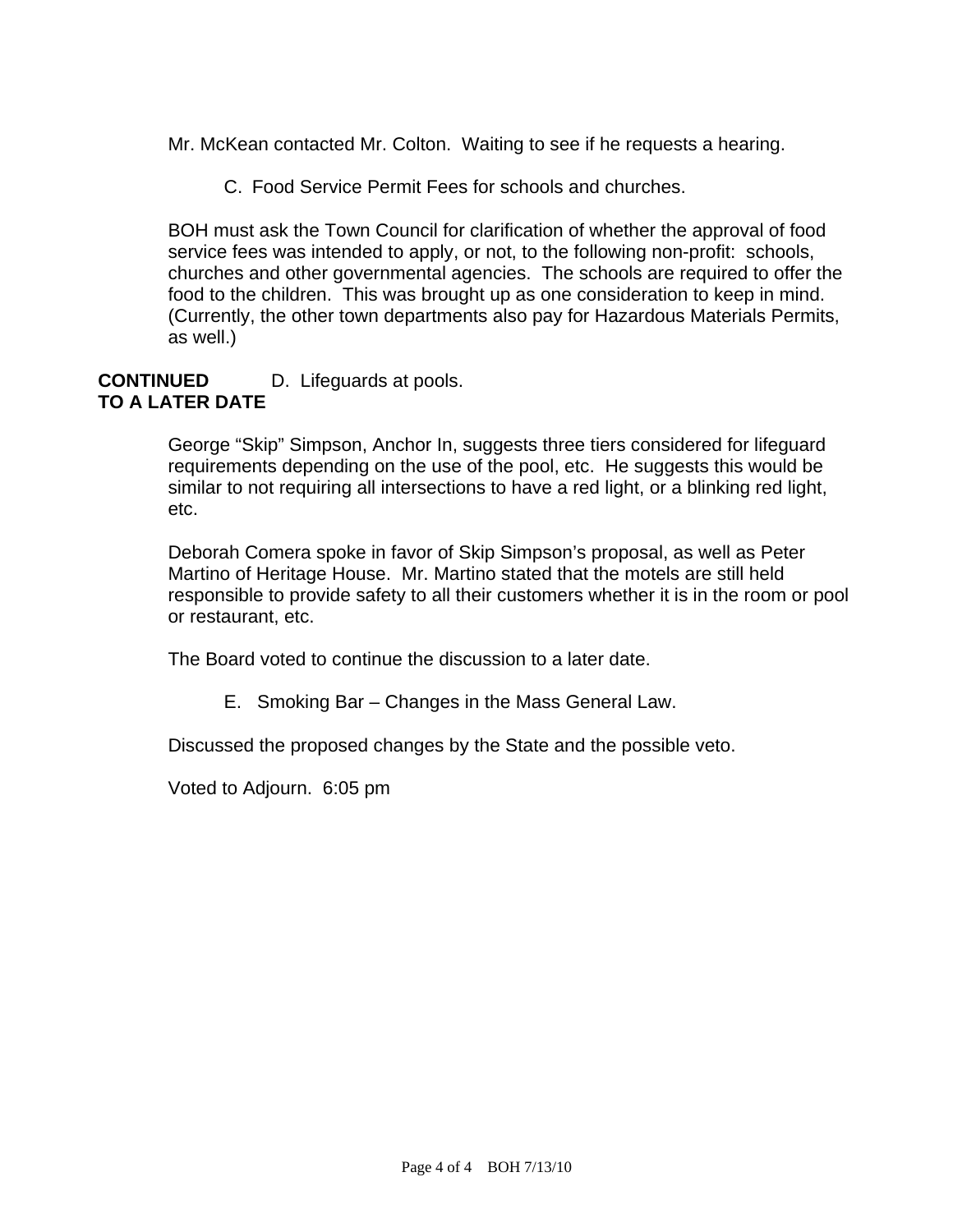Mr. McKean contacted Mr. Colton. Waiting to see if he requests a hearing.

C. Food Service Permit Fees for schools and churches.

BOH must ask the Town Council for clarification of whether the approval of food service fees was intended to apply, or not, to the following non-profit: schools, churches and other governmental agencies. The schools are required to offer the food to the children. This was brought up as one consideration to keep in mind. (Currently, the other town departments also pay for Hazardous Materials Permits, as well.)

**CONTINUED TO A LATER DATE** D. Lifeguards at pools.

George "Skip" Simpson, Anchor In, suggests three tiers considered for lifeguard requirements depending on the use of the pool, etc. He suggests this would be similar to not requiring all intersections to have a red light, or a blinking red light, etc.

Deborah Comera spoke in favor of Skip Simpson's proposal, as well as Peter Martino of Heritage House. Mr. Martino stated that the motels are still held responsible to provide safety to all their customers whether it is in the room or pool or restaurant, etc.

The Board voted to continue the discussion to a later date.

E. Smoking Bar – Changes in the Mass General Law.

Discussed the proposed changes by the State and the possible veto.

Voted to Adjourn. 6:05 pm